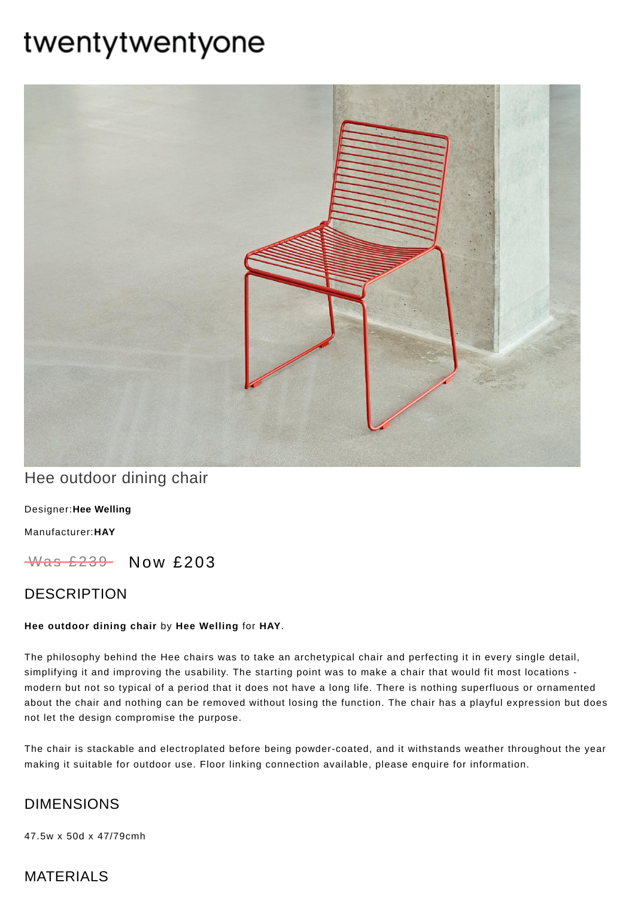# twentytwentyone

## Hee outdoor dining chair

Designer:**Hee Welling**

Manufacturer:**HAY**

~~Was £239~~ Now £203

## DESCRIPTION

**Hee outdoor dining chair** by **Hee Welling** for **HAY**.

The philosophy behind the Hee chairs was to take an archetypical chair and perfecting it in every single detail, simplifying it and improving the usability. The starting point was to make a chair that would fit most locations - modern but not so typical of a period that it does not have a long life. There is nothing superfluous or ornamented about the chair and nothing can be removed without losing the function. The chair has a playful expression but does not let the design compromise the purpose.

The chair is stackable and electroplated before being powder-coated, and it withstands weather throughout the year making it suitable for outdoor use. Floor linking connection available, please enquire for information.

## DIMENSIONS

47.5w x 50d x 47/79cmh

## MATERIALS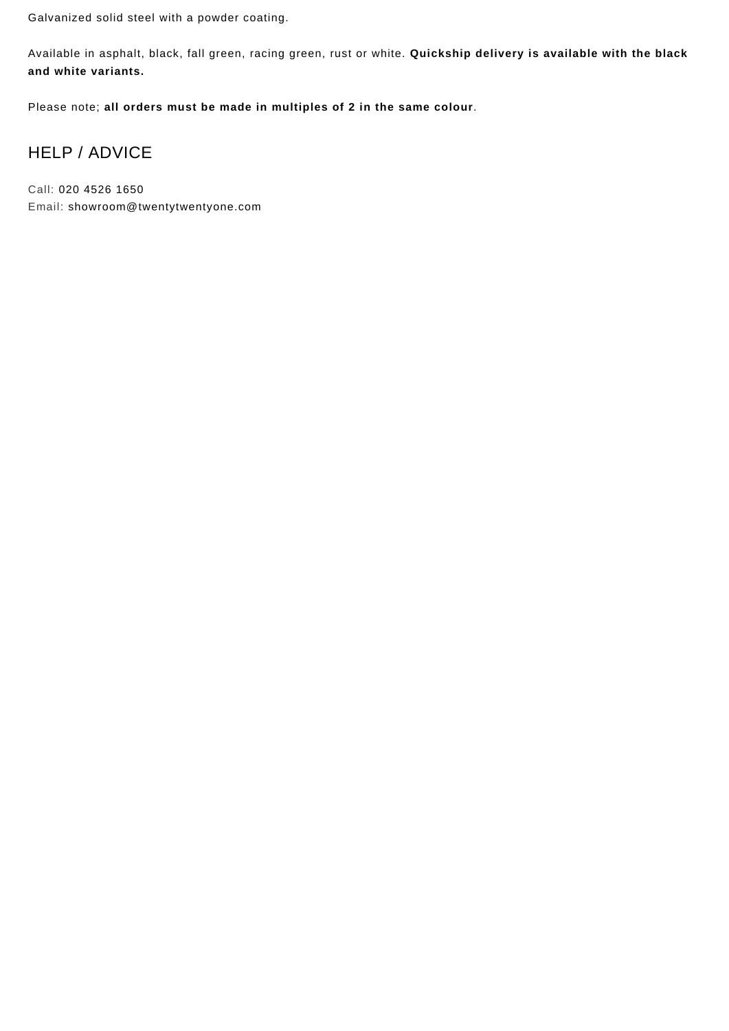Galvanized solid steel with a powder coating.

Available in asphalt, black, fall green, racing green, rust or white. **Quickship delivery is available with the black and white variants.**

Please note; **all orders must be made in multiples of 2 in the same colour**.

## HELP / ADVICE

Call: 020 4526 1650
Email: showroom@twentytwentyone.com